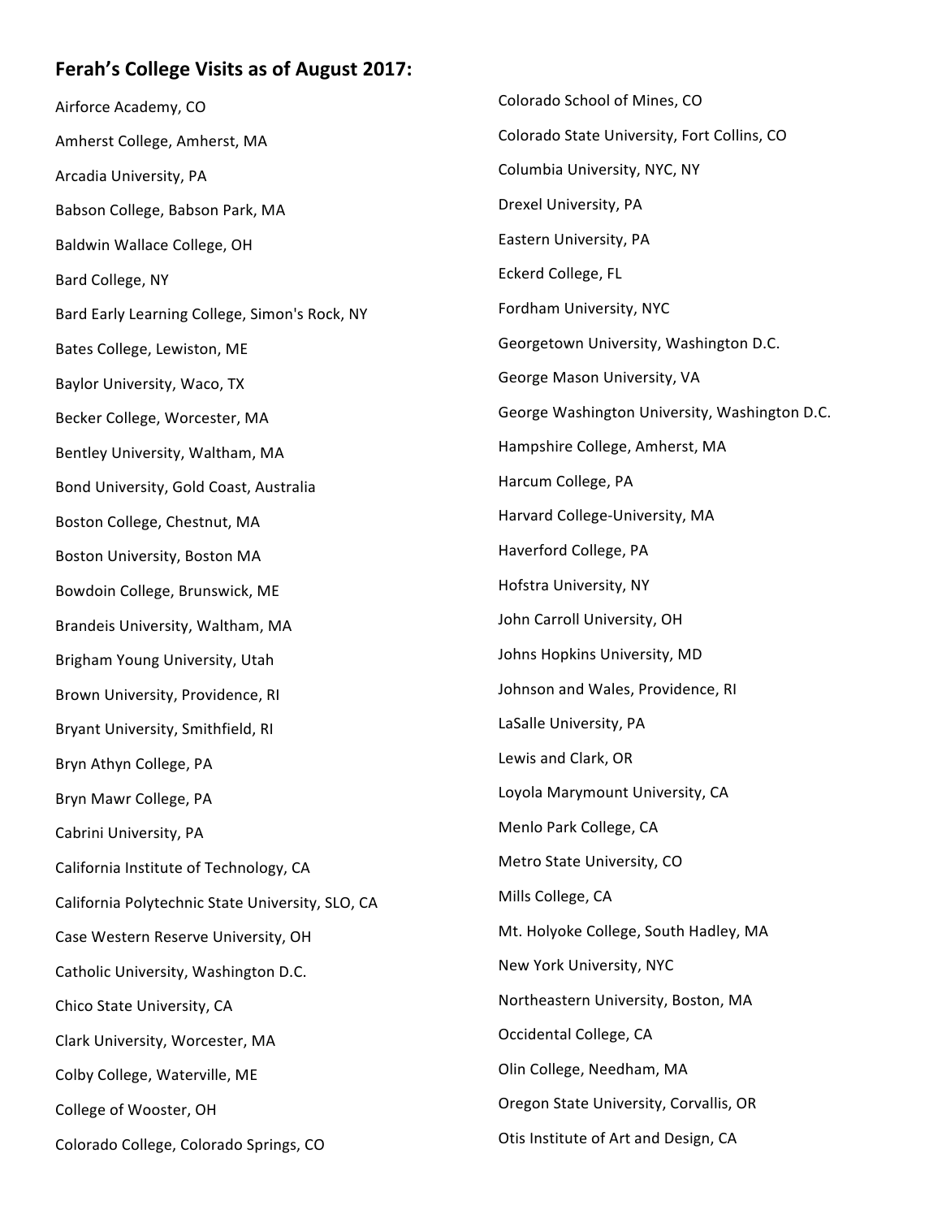## Ferah's College Visits as of August 2017:

Airforce Academy, CO

Amherst College, Amherst, MA

Arcadia University, PA

Babson College, Babson Park, MA

Baldwin Wallace College, OH

Bard College, NY

Bard Early Learning College, Simon's Rock, NY

Bates College, Lewiston, ME

Baylor University, Waco, TX

Becker College, Worcester, MA

Bentley University, Waltham, MA

Bond University, Gold Coast, Australia

Boston College, Chestnut, MA

Boston University, Boston MA

Bowdoin College, Brunswick, ME

Brandeis University, Waltham, MA

Brigham Young University, Utah

Brown University, Providence, RI

Bryant University, Smithfield, RI

Bryn Athyn College, PA

Bryn Mawr College, PA

Cabrini University, PA

California Institute of Technology, CA

California Polytechnic State University, SLO, CA

Case Western Reserve University, OH

Catholic University, Washington D.C.

Chico State University, CA

Clark University, Worcester, MA

Colby College, Waterville, ME

College of Wooster, OH

Colorado College, Colorado Springs, CO

Colorado School of Mines, CO

Colorado State University, Fort Collins, CO

Columbia University, NYC, NY

Drexel University, PA

Eastern University, PA

Eckerd College, FL

Fordham University, NYC

Georgetown University, Washington D.C.

George Mason University, VA

George Washington University, Washington D.C.

Hampshire College, Amherst, MA

Harcum College, PA

Harvard College-University, MA

Haverford College, PA

Hofstra University, NY

John Carroll University, OH

Johns Hopkins University, MD

Johnson and Wales, Providence, RI

LaSalle University, PA

Lewis and Clark, OR

Loyola Marymount University, CA

Menlo Park College, CA

Metro State University, CO

Mills College, CA

Mt. Holyoke College, South Hadley, MA

New York University, NYC

Northeastern University, Boston, MA

Occidental College, CA

Olin College, Needham, MA

Oregon State University, Corvallis, OR

Otis Institute of Art and Design, CA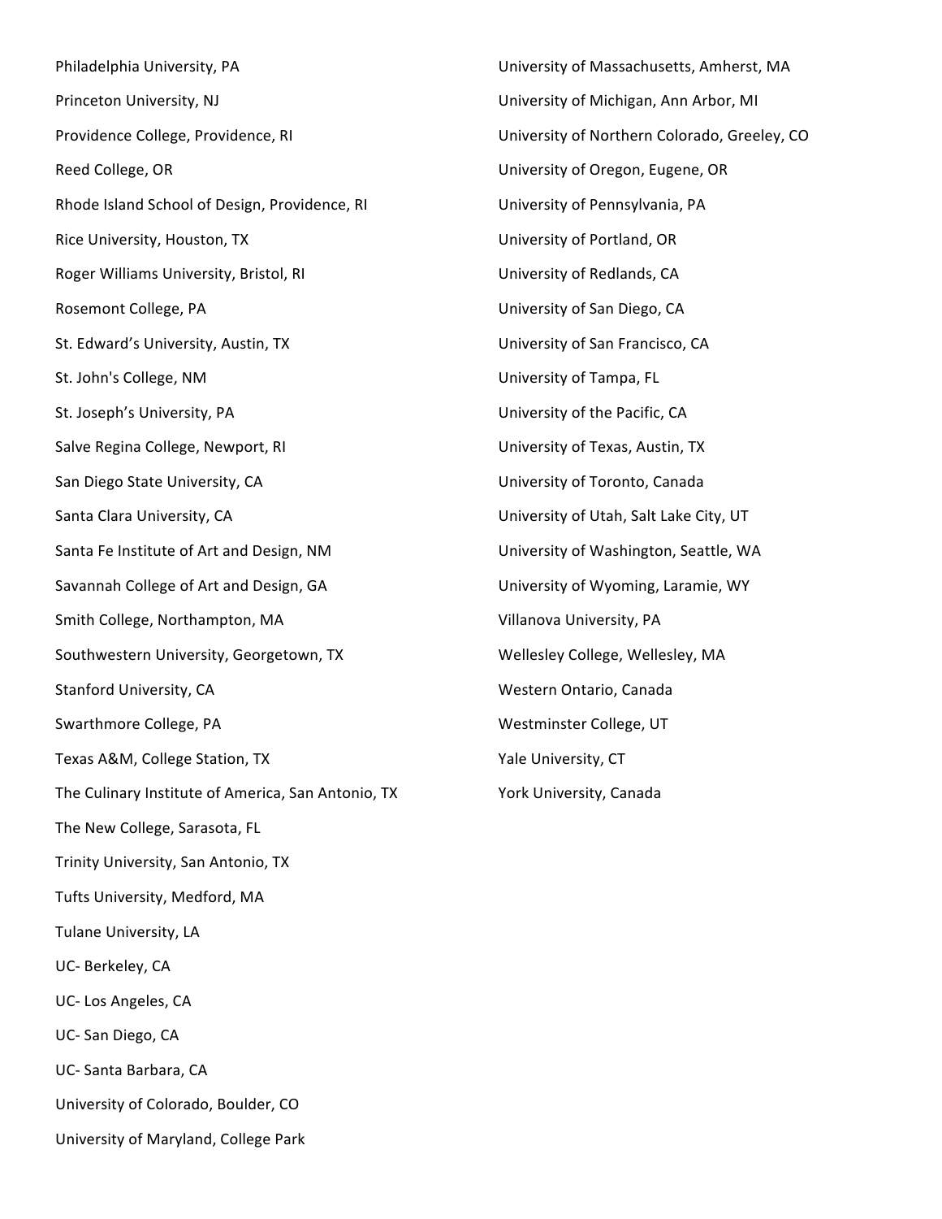Philadelphia University, PA

Princeton University, NJ

Providence College, Providence, RI

Reed College, OR

Rhode Island School of Design, Providence, RI

Rice University, Houston, TX

Roger Williams University, Bristol, RI

Rosemont College, PA

St. Edward's University, Austin, TX

St. John's College, NM

St. Joseph's University, PA

Salve Regina College, Newport, RI

San Diego State University, CA

Santa Clara University, CA

Santa Fe Institute of Art and Design, NM

Savannah College of Art and Design, GA

Smith College, Northampton, MA

Southwestern University, Georgetown, TX

Stanford University, CA

Swarthmore College, PA

Texas A&M, College Station, TX

The Culinary Institute of America, San Antonio, TX

The New College, Sarasota, FL

Trinity University, San Antonio, TX

Tufts University, Medford, MA

Tulane University, LA

UC- Berkeley, CA

UC- Los Angeles, CA

UC- San Diego, CA

UC- Santa Barbara, CA

University of Colorado, Boulder, CO

University of Maryland, College Park

University of Massachusetts, Amherst, MA

University of Michigan, Ann Arbor, MI

University of Northern Colorado, Greeley, CO

University of Oregon, Eugene, OR

University of Pennsylvania, PA

University of Portland, OR

University of Redlands, CA

University of San Diego, CA

University of San Francisco, CA

University of Tampa, FL

University of the Pacific, CA

University of Texas, Austin, TX

University of Toronto, Canada

University of Utah, Salt Lake City, UT

University of Washington, Seattle, WA

University of Wyoming, Laramie, WY

Villanova University, PA

Wellesley College, Wellesley, MA

Western Ontario, Canada

Westminster College, UT

Yale University, CT

York University, Canada